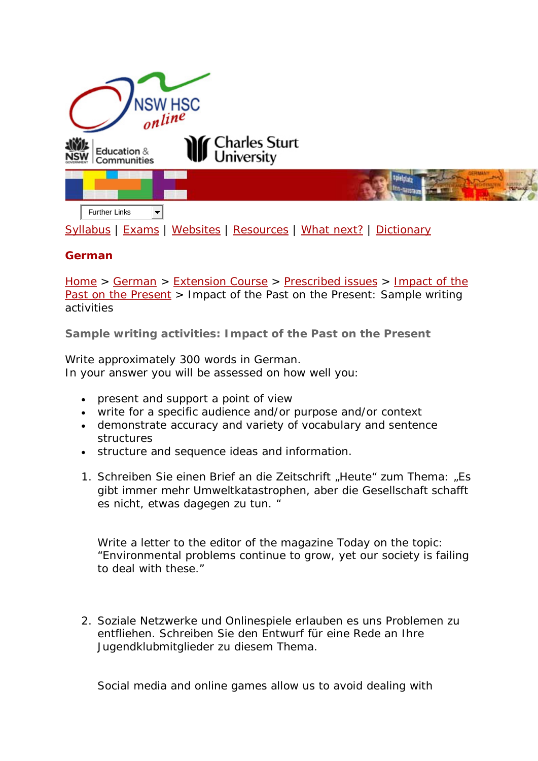Further Links

Syllabus | Exams | Websites | Resources | What next? | Dictionary

## German

Home > German > Extension Course > Prescribed issues > Impact of the Past on the Present > Impact of the Past on the Present: Sample writing activities

### Sample writing activities: Impact of the Past on the Present

Write approximately 300 words in German.
In your answer you will be assessed on how well you:

- present and support a point of view
- write for a specific audience and/or purpose and/or context
- demonstrate accuracy and variety of vocabulary and sentence structures
- structure and sequence ideas and information.

1. Schreiben Sie einen Brief an die Zeitschrift „Heute" zum Thema: „Es gibt immer mehr Umweltkatastrophen, aber die Gesellschaft schafft es nicht, etwas dagegen zu tun. "

   Write a letter to the editor of the magazine Today on the topic: "Environmental problems continue to grow, yet our society is failing to deal with these."

2. Soziale Netzwerke und Onlinespiele erlauben es uns Problemen zu entfliehen. Schreiben Sie den Entwurf für eine Rede an Ihre Jugendklubmitglieder zu diesem Thema.

   Social media and online games allow us to avoid dealing with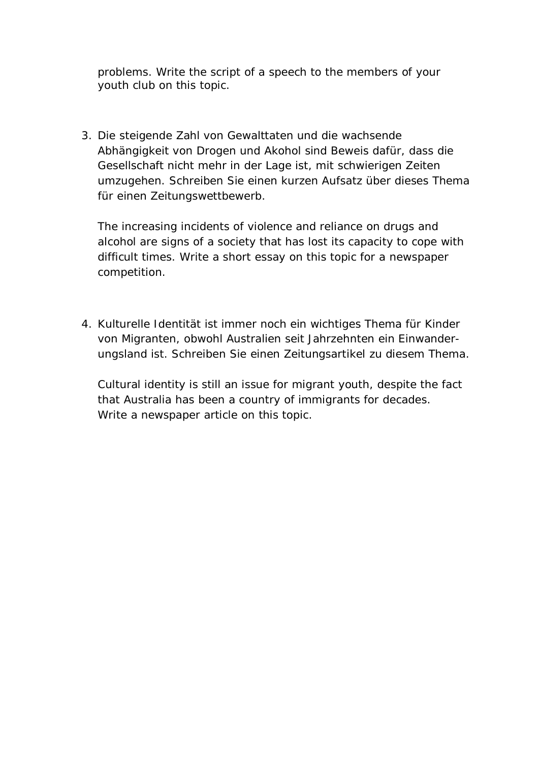problems. Write the script of a speech to the members of your youth club on this topic.

3. Die steigende Zahl von Gewalttaten und die wachsende Abhängigkeit von Drogen und Akohol sind Beweis dafür, dass die Gesellschaft nicht mehr in der Lage ist, mit schwierigen Zeiten umzugehen. Schreiben Sie einen kurzen Aufsatz über dieses Thema für einen Zeitungswettbewerb.

   The increasing incidents of violence and reliance on drugs and alcohol are signs of a society that has lost its capacity to cope with difficult times. Write a short essay on this topic for a newspaper competition.

4. Kulturelle Identität ist immer noch ein wichtiges Thema für Kinder von Migranten, obwohl Australien seit Jahrzehnten ein Einwanderungsland ist. Schreiben Sie einen Zeitungsartikel zu diesem Thema.

   Cultural identity is still an issue for migrant youth, despite the fact that Australia has been a country of immigrants for decades. Write a newspaper article on this topic.